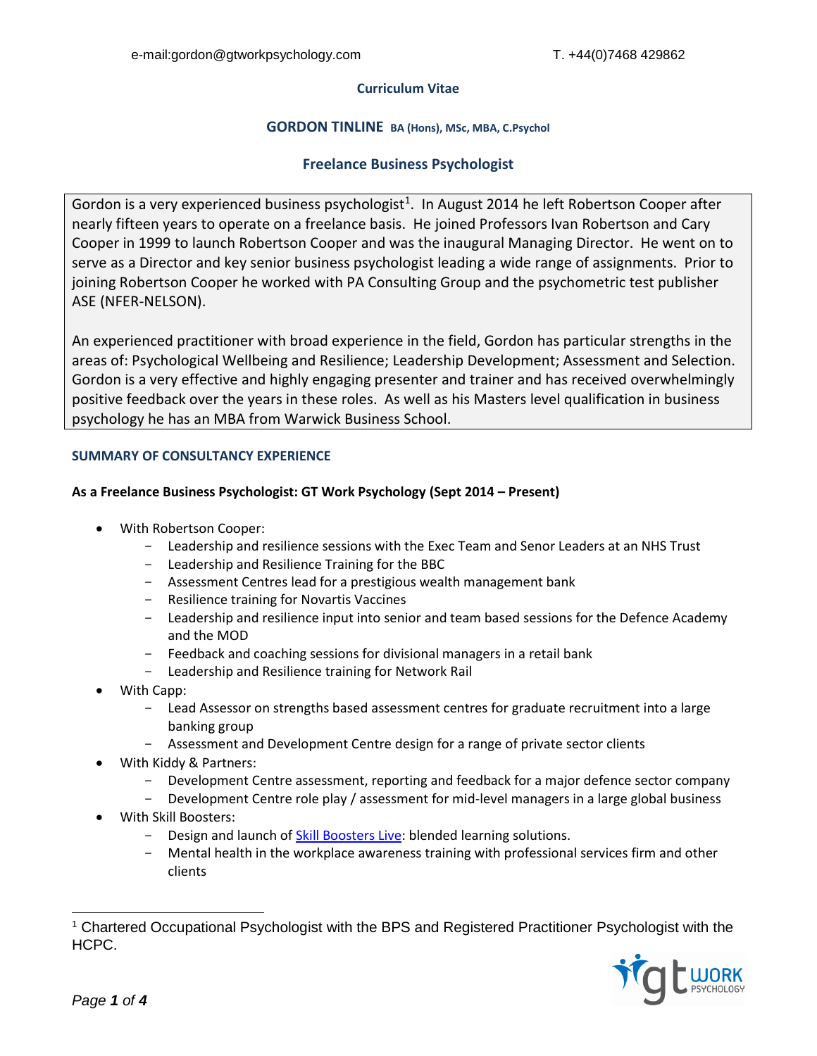e-mail:gordon@gtworkpsychology.com T. +44(0)7468 429862

**Curriculum Vitae**

# GORDON TINLINE BA (Hons), MSc, MBA, C.Psychol

## Freelance Business Psychologist

Gordon is a very experienced business psychologist[1]. In August 2014 he left Robertson Cooper after nearly fifteen years to operate on a freelance basis. He joined Professors Ivan Robertson and Cary Cooper in 1999 to launch Robertson Cooper and was the inaugural Managing Director. He went on to serve as a Director and key senior business psychologist leading a wide range of assignments. Prior to joining Robertson Cooper he worked with PA Consulting Group and the psychometric test publisher ASE (NFER-NELSON).

An experienced practitioner with broad experience in the field, Gordon has particular strengths in the areas of: Psychological Wellbeing and Resilience; Leadership Development; Assessment and Selection. Gordon is a very effective and highly engaging presenter and trainer and has received overwhelmingly positive feedback over the years in these roles. As well as his Masters level qualification in business psychology he has an MBA from Warwick Business School.

### SUMMARY OF CONSULTANCY EXPERIENCE

**As a Freelance Business Psychologist: GT Work Psychology (Sept 2014 – Present)**

- With Robertson Cooper:
  - Leadership and resilience sessions with the Exec Team and Senor Leaders at an NHS Trust
  - Leadership and Resilience Training for the BBC
  - Assessment Centres lead for a prestigious wealth management bank
  - Resilience training for Novartis Vaccines
  - Leadership and resilience input into senior and team based sessions for the Defence Academy and the MOD
  - Feedback and coaching sessions for divisional managers in a retail bank
  - Leadership and Resilience training for Network Rail
- With Capp:
  - Lead Assessor on strengths based assessment centres for graduate recruitment into a large banking group
  - Assessment and Development Centre design for a range of private sector clients
- With Kiddy & Partners:
  - Development Centre assessment, reporting and feedback for a major defence sector company
  - Development Centre role play / assessment for mid-level managers in a large global business
- With Skill Boosters:
  - Design and launch of Skill Boosters Live: blended learning solutions.
  - Mental health in the workplace awareness training with professional services firm and other clients

[1] Chartered Occupational Psychologist with the BPS and Registered Practitioner Psychologist with the HCPC.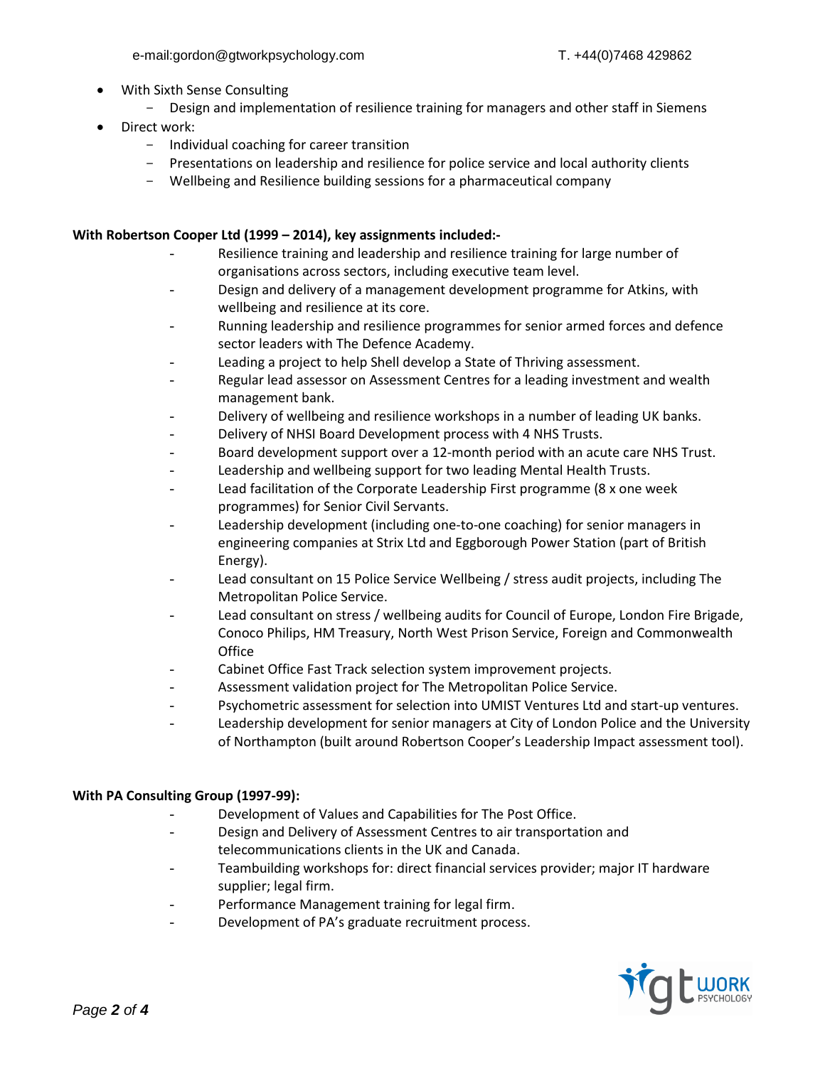- With Sixth Sense Consulting
  - Design and implementation of resilience training for managers and other staff in Siemens
- Direct work:
  - Individual coaching for career transition
  - Presentations on leadership and resilience for police service and local authority clients
  - Wellbeing and Resilience building sessions for a pharmaceutical company

**With Robertson Cooper Ltd (1999 – 2014), key assignments included:-**

- Resilience training and leadership and resilience training for large number of organisations across sectors, including executive team level.
- Design and delivery of a management development programme for Atkins, with wellbeing and resilience at its core.
- Running leadership and resilience programmes for senior armed forces and defence sector leaders with The Defence Academy.
- Leading a project to help Shell develop a State of Thriving assessment.
- Regular lead assessor on Assessment Centres for a leading investment and wealth management bank.
- Delivery of wellbeing and resilience workshops in a number of leading UK banks.
- Delivery of NHSI Board Development process with 4 NHS Trusts.
- Board development support over a 12-month period with an acute care NHS Trust.
- Leadership and wellbeing support for two leading Mental Health Trusts.
- Lead facilitation of the Corporate Leadership First programme (8 x one week programmes) for Senior Civil Servants.
- Leadership development (including one-to-one coaching) for senior managers in engineering companies at Strix Ltd and Eggborough Power Station (part of British Energy).
- Lead consultant on 15 Police Service Wellbeing / stress audit projects, including The Metropolitan Police Service.
- Lead consultant on stress / wellbeing audits for Council of Europe, London Fire Brigade, Conoco Philips, HM Treasury, North West Prison Service, Foreign and Commonwealth Office
- Cabinet Office Fast Track selection system improvement projects.
- Assessment validation project for The Metropolitan Police Service.
- Psychometric assessment for selection into UMIST Ventures Ltd and start-up ventures.
- Leadership development for senior managers at City of London Police and the University of Northampton (built around Robertson Cooper's Leadership Impact assessment tool).

**With PA Consulting Group (1997-99):**

- Development of Values and Capabilities for The Post Office.
- Design and Delivery of Assessment Centres to air transportation and telecommunications clients in the UK and Canada.
- Teambuilding workshops for: direct financial services provider; major IT hardware supplier; legal firm.
- Performance Management training for legal firm.
- Development of PA's graduate recruitment process.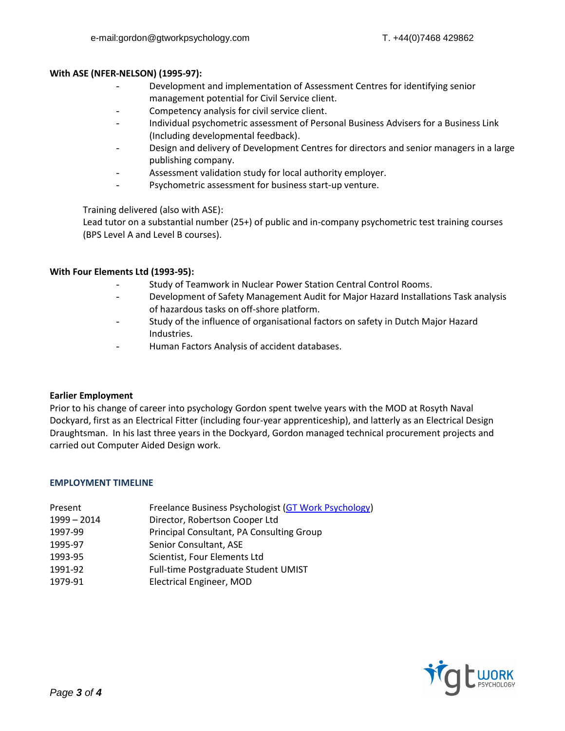**With ASE (NFER-NELSON) (1995-97):**

- Development and implementation of Assessment Centres for identifying senior management potential for Civil Service client.
- Competency analysis for civil service client.
- Individual psychometric assessment of Personal Business Advisers for a Business Link (Including developmental feedback).
- Design and delivery of Development Centres for directors and senior managers in a large publishing company.
- Assessment validation study for local authority employer.
- Psychometric assessment for business start-up venture.

Training delivered (also with ASE):
Lead tutor on a substantial number (25+) of public and in-company psychometric test training courses (BPS Level A and Level B courses).

**With Four Elements Ltd (1993-95):**

- Study of Teamwork in Nuclear Power Station Central Control Rooms.
- Development of Safety Management Audit for Major Hazard Installations Task analysis of hazardous tasks on off-shore platform.
- Study of the influence of organisational factors on safety in Dutch Major Hazard Industries.
- Human Factors Analysis of accident databases.

**Earlier Employment**

Prior to his change of career into psychology Gordon spent twelve years with the MOD at Rosyth Naval Dockyard, first as an Electrical Fitter (including four-year apprenticeship), and latterly as an Electrical Design Draughtsman. In his last three years in the Dockyard, Gordon managed technical procurement projects and carried out Computer Aided Design work.

**EMPLOYMENT TIMELINE**

| | |
|---|---|
| Present | Freelance Business Psychologist (GT Work Psychology) |
| 1999 – 2014 | Director, Robertson Cooper Ltd |
| 1997-99 | Principal Consultant, PA Consulting Group |
| 1995-97 | Senior Consultant, ASE |
| 1993-95 | Scientist, Four Elements Ltd |
| 1991-92 | Full-time Postgraduate Student UMIST |
| 1979-91 | Electrical Engineer, MOD |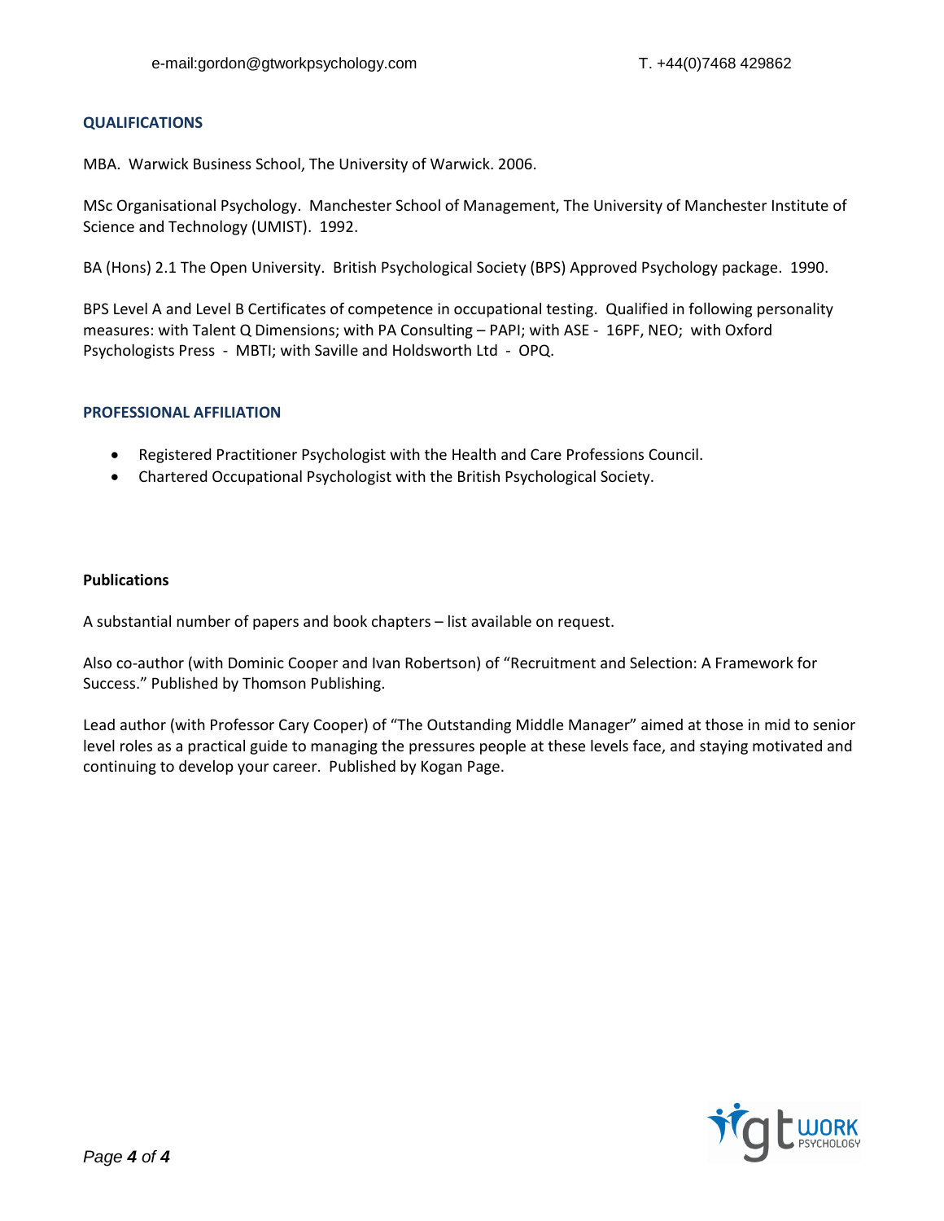e-mail:gordon@gtworkpsychology.com T. +44(0)7468 429862

## QUALIFICATIONS

MBA. Warwick Business School, The University of Warwick. 2006.

MSc Organisational Psychology. Manchester School of Management, The University of Manchester Institute of Science and Technology (UMIST). 1992.

BA (Hons) 2.1 The Open University. British Psychological Society (BPS) Approved Psychology package. 1990.

BPS Level A and Level B Certificates of competence in occupational testing. Qualified in following personality measures: with Talent Q Dimensions; with PA Consulting – PAPI; with ASE - 16PF, NEO; with Oxford Psychologists Press - MBTI; with Saville and Holdsworth Ltd - OPQ.

## PROFESSIONAL AFFILIATION

- Registered Practitioner Psychologist with the Health and Care Professions Council.
- Chartered Occupational Psychologist with the British Psychological Society.

## Publications

A substantial number of papers and book chapters – list available on request.

Also co-author (with Dominic Cooper and Ivan Robertson) of "Recruitment and Selection: A Framework for Success." Published by Thomson Publishing.

Lead author (with Professor Cary Cooper) of "The Outstanding Middle Manager" aimed at those in mid to senior level roles as a practical guide to managing the pressures people at these levels face, and staying motivated and continuing to develop your career. Published by Kogan Page.